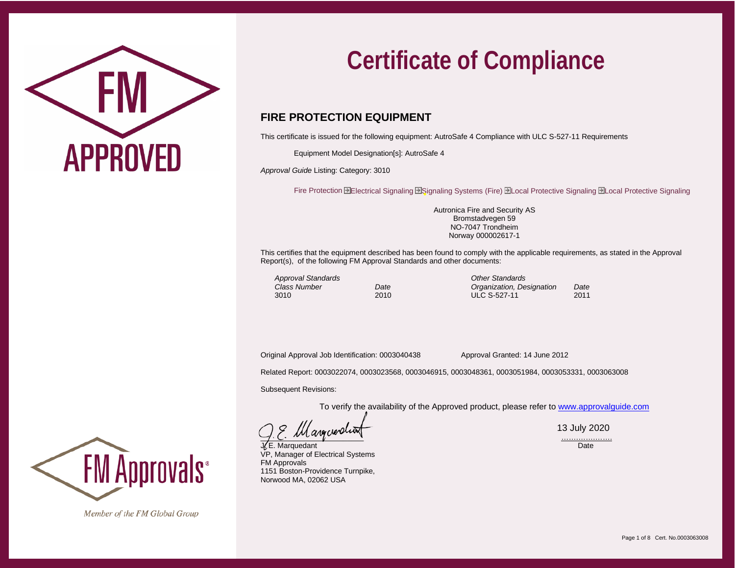# Certificate of Compliance

## FIRE PROTECTION EQUIPMENT

This certificate is issued for the following equipment: AutroSafe 4 Compliance with ULC S-527-11 Requirements

Equipment Model Designation[s]: AutroSafe 4

*Approval Guide* Listing: Category: 3010

Fire Protection → Electrical Signaling → Signaling Systems (Fire) → Local Protective Signaling → Local Protective Signaling

Autronica Fire and Security AS
Bromstadvegen 59
NO-7047 Trondheim
Norway 000002617-1

This certifies that the equipment described has been found to comply with the applicable requirements, as stated in the Approval Report(s), of the following FM Approval Standards and other documents:

| *Approval Standards* | | *Other Standards* | |
|---|---|---|---|
| *Class Number* | *Date* | *Organization, Designation* | *Date* |
| 3010 | 2010 | ULC S-527-11 | 2011 |

Original Approval Job Identification: 0003040438 Approval Granted: 14 June 2012

Related Report: 0003022074, 0003023568, 0003046915, 0003048361, 0003051984, 0003053331, 0003063008

Subsequent Revisions:

To verify the availability of the Approved product, please refer to www.approvalguide.com

J. E. Marquedant
VP, Manager of Electrical Systems
FM Approvals
1151 Boston-Providence Turnpike,
Norwood MA, 02062 USA

13 July 2020
Date

FM Approvals®
Member of the FM Global Group

Cert. No.0003063008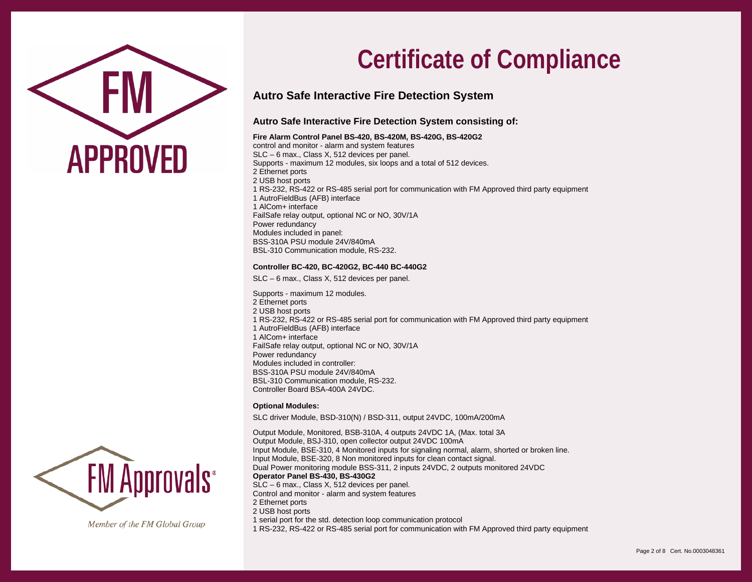# Certificate of Compliance

## Autro Safe Interactive Fire Detection System

### Autro Safe Interactive Fire Detection System consisting of:

**Fire Alarm Control Panel BS-420, BS-420M, BS-420G, BS-420G2**
control and monitor - alarm and system features
SLC – 6 max., Class X, 512 devices per panel.
Supports - maximum 12 modules, six loops and a total of 512 devices.
2 Ethernet ports
2 USB host ports
1 RS-232, RS-422 or RS-485 serial port for communication with FM Approved third party equipment
1 AutroFieldBus (AFB) interface
1 AlCom+ interface
FailSafe relay output, optional NC or NO, 30V/1A
Power redundancy
Modules included in panel:
BSS-310A PSU module 24V/840mA
BSL-310 Communication module, RS-232.

**Controller BC-420, BC-420G2, BC-440 BC-440G2**

SLC – 6 max., Class X, 512 devices per panel.

Supports - maximum 12 modules.
2 Ethernet ports
2 USB host ports
1 RS-232, RS-422 or RS-485 serial port for communication with FM Approved third party equipment
1 AutroFieldBus (AFB) interface
1 AlCom+ interface
FailSafe relay output, optional NC or NO, 30V/1A
Power redundancy
Modules included in controller:
BSS-310A PSU module 24V/840mA
BSL-310 Communication module, RS-232.
Controller Board BSA-400A 24VDC.

**Optional Modules:**

SLC driver Module, BSD-310(N) / BSD-311, output 24VDC, 100mA/200mA

Output Module, Monitored, BSB-310A, 4 outputs 24VDC 1A, (Max. total 3A
Output Module, BSJ-310, open collector output 24VDC 100mA
Input Module, BSE-310, 4 Monitored inputs for signaling normal, alarm, shorted or broken line.
Input Module, BSE-320, 8 Non monitored inputs for clean contact signal.
Dual Power monitoring module BSS-311, 2 inputs 24VDC, 2 outputs monitored 24VDC
**Operator Panel BS-430, BS-430G2**
SLC – 6 max., Class X, 512 devices per panel.
Control and monitor - alarm and system features
2 Ethernet ports
2 USB host ports
1 serial port for the std. detection loop communication protocol
1 RS-232, RS-422 or RS-485 serial port for communication with FM Approved third party equipment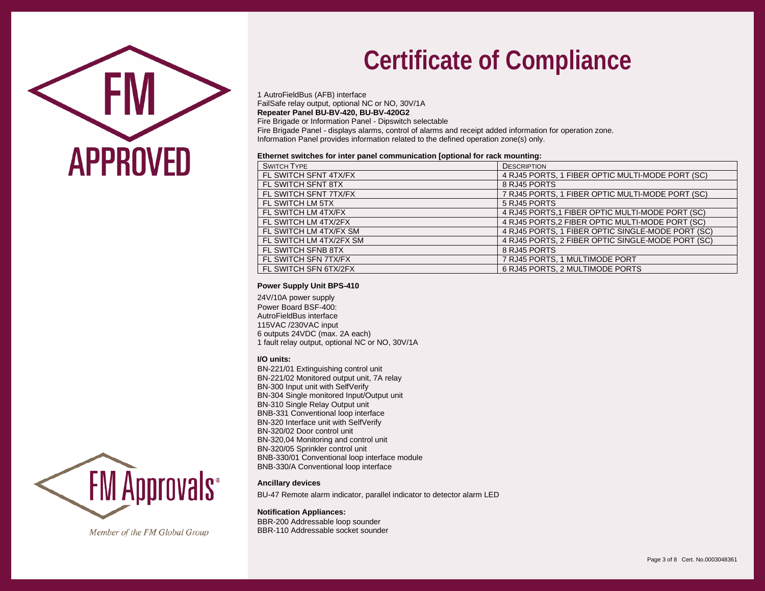# Certificate of Compliance

1 AutroFieldBus (AFB) interface
FailSafe relay output, optional NC or NO, 30V/1A
**Repeater Panel BU-BV-420, BU-BV-420G2**
Fire Brigade or Information Panel - Dipswitch selectable
Fire Brigade Panel - displays alarms, control of alarms and receipt added information for operation zone.
Information Panel provides information related to the defined operation zone(s) only.

**Ethernet switches for inter panel communication [optional for rack mounting:**

| SWITCH TYPE | DESCRIPTION |
|---|---|
| FL SWITCH SFNT 4TX/FX | 4 RJ45 PORTS, 1 FIBER OPTIC MULTI-MODE PORT (SC) |
| FL SWITCH SFNT 8TX | 8 RJ45 PORTS |
| FL SWITCH SFNT 7TX/FX | 7 RJ45 PORTS, 1 FIBER OPTIC MULTI-MODE PORT (SC) |
| FL SWITCH LM 5TX | 5 RJ45 PORTS |
| FL SWITCH LM 4TX/FX | 4 RJ45 PORTS,1 FIBER OPTIC MULTI-MODE PORT (SC) |
| FL SWITCH LM 4TX/2FX | 4 RJ45 PORTS,2 FIBER OPTIC MULTI-MODE PORT (SC) |
| FL SWITCH LM 4TX/FX SM | 4 RJ45 PORTS, 1 FIBER OPTIC SINGLE-MODE PORT (SC) |
| FL SWITCH LM 4TX/2FX SM | 4 RJ45 PORTS, 2 FIBER OPTIC SINGLE-MODE PORT (SC) |
| FL SWITCH SFNB 8TX | 8 RJ45 PORTS |
| FL SWITCH SFN 7TX/FX | 7 RJ45 PORTS, 1 MULTIMODE PORT |
| FL SWITCH SFN 6TX/2FX | 6 RJ45 PORTS, 2 MULTIMODE PORTS |

**Power Supply Unit BPS-410**

24V/10A power supply
Power Board BSF-400:
AutroFieldBus interface
115VAC /230VAC input
6 outputs 24VDC (max. 2A each)
1 fault relay output, optional NC or NO, 30V/1A

**I/O units:**

BN-221/01 Extinguishing control unit
BN-221/02 Monitored output unit, 7A relay
BN-300 Input unit with SelfVerify
BN-304 Single monitored Input/Output unit
BN-310 Single Relay Output unit
BNB-331 Conventional loop interface
BN-320 Interface unit with SelfVerify
BN-320/02 Door control unit
BN-320,04 Monitoring and control unit
BN-320/05 Sprinkler control unit
BNB-330/01 Conventional loop interface module
BNB-330/A Conventional loop interface

**Ancillary devices**

BU-47 Remote alarm indicator, parallel indicator to detector alarm LED

**Notification Appliances:**

BBR-200 Addressable loop sounder
BBR-110 Addressable socket sounder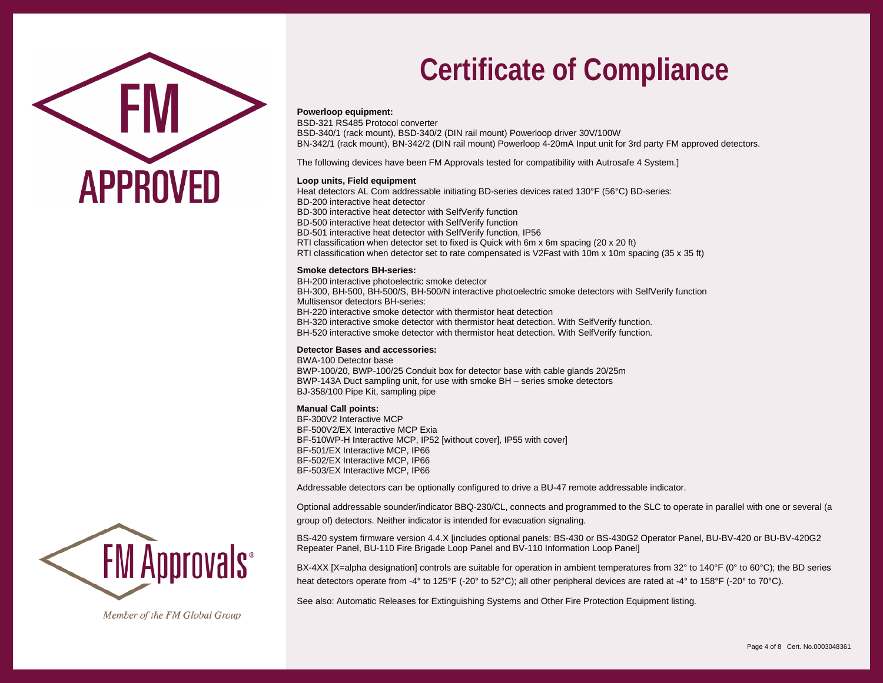# Certificate of Compliance

**Powerloop equipment:**

BSD-321 RS485 Protocol converter
BSD-340/1 (rack mount), BSD-340/2 (DIN rail mount) Powerloop driver 30V/100W
BN-342/1 (rack mount), BN-342/2 (DIN rail mount) Powerloop 4-20mA Input unit for 3rd party FM approved detectors.

The following devices have been FM Approvals tested for compatibility with Autrosafe 4 System.]

**Loop units, Field equipment**

Heat detectors AL Com addressable initiating BD-series devices rated 130°F (56°C) BD-series:
BD-200 interactive heat detector
BD-300 interactive heat detector with SelfVerify function
BD-500 interactive heat detector with SelfVerify function
BD-501 interactive heat detector with SelfVerify function, IP56
RTI classification when detector set to fixed is Quick with 6m x 6m spacing (20 x 20 ft)
RTI classification when detector set to rate compensated is V2Fast with 10m x 10m spacing (35 x 35 ft)

**Smoke detectors BH-series:**

BH-200 interactive photoelectric smoke detector
BH-300, BH-500, BH-500/S, BH-500/N interactive photoelectric smoke detectors with SelfVerify function
Multisensor detectors BH-series:
BH-220 interactive smoke detector with thermistor heat detection
BH-320 interactive smoke detector with thermistor heat detection. With SelfVerify function.
BH-520 interactive smoke detector with thermistor heat detection. With SelfVerify function.

**Detector Bases and accessories:**

BWA-100 Detector base
BWP-100/20, BWP-100/25 Conduit box for detector base with cable glands 20/25m
BWP-143A Duct sampling unit, for use with smoke BH – series smoke detectors
BJ-358/100 Pipe Kit, sampling pipe

**Manual Call points:**

BF-300V2 Interactive MCP
BF-500V2/EX Interactive MCP Exia
BF-510WP-H Interactive MCP, IP52 [without cover], IP55 with cover]
BF-501/EX Interactive MCP, IP66
BF-502/EX Interactive MCP, IP66
BF-503/EX Interactive MCP, IP66

Addressable detectors can be optionally configured to drive a BU-47 remote addressable indicator.

Optional addressable sounder/indicator BBQ-230/CL, connects and programmed to the SLC to operate in parallel with one or several (a group of) detectors. Neither indicator is intended for evacuation signaling.

BS-420 system firmware version 4.4.X [includes optional panels: BS-430 or BS-430G2 Operator Panel, BU-BV-420 or BU-BV-420G2 Repeater Panel, BU-110 Fire Brigade Loop Panel and BV-110 Information Loop Panel]

BX-4XX [X=alpha designation] controls are suitable for operation in ambient temperatures from 32° to 140°F (0° to 60°C); the BD series heat detectors operate from -4° to 125°F (-20° to 52°C); all other peripheral devices are rated at -4° to 158°F (-20° to 70°C).

See also: Automatic Releases for Extinguishing Systems and Other Fire Protection Equipment listing.

Cert. No.0003048361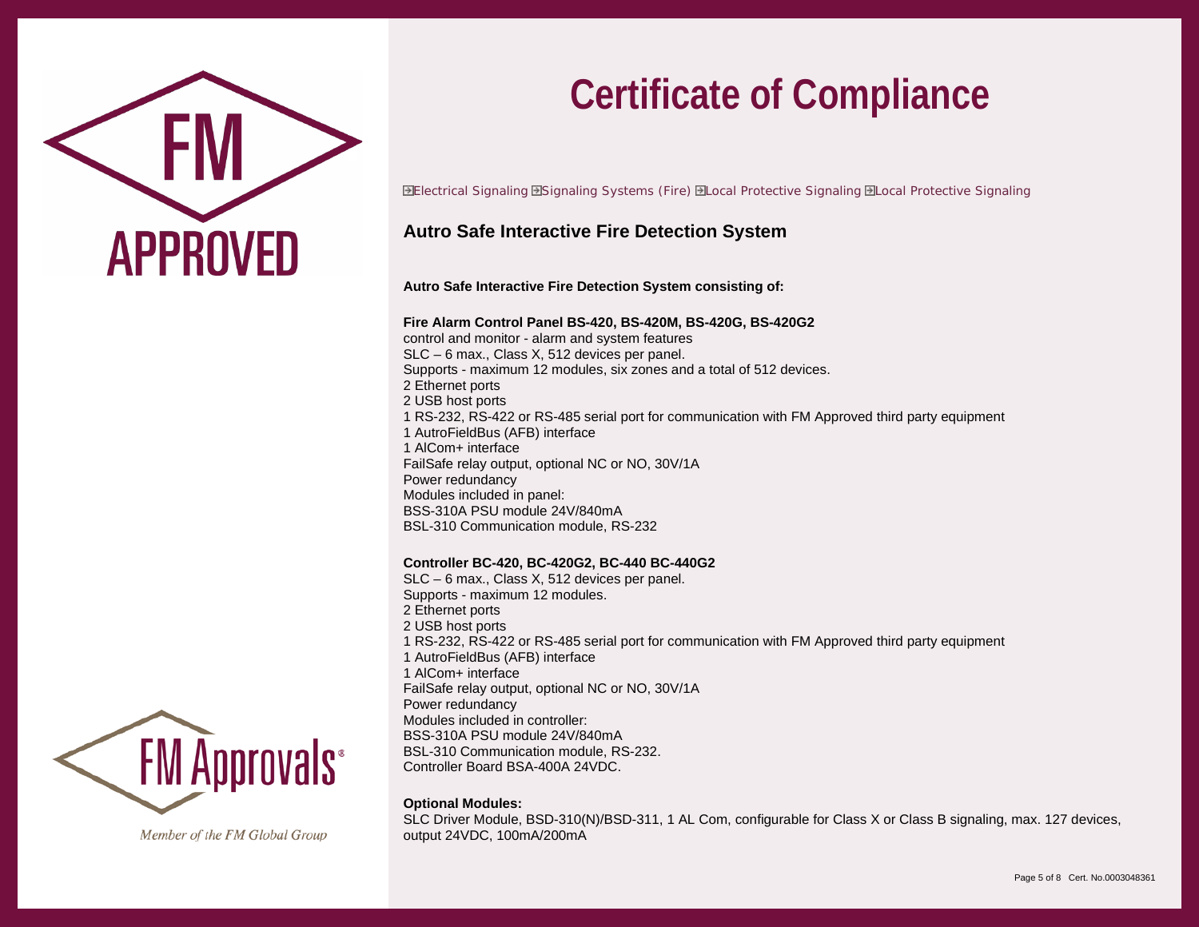# Certificate of Compliance

Electrical Signaling Signaling Systems (Fire) Local Protective Signaling Local Protective Signaling

## Autro Safe Interactive Fire Detection System

**Autro Safe Interactive Fire Detection System consisting of:**

**Fire Alarm Control Panel BS-420, BS-420M, BS-420G, BS-420G2**
control and monitor - alarm and system features
SLC – 6 max., Class X, 512 devices per panel.
Supports - maximum 12 modules, six zones and a total of 512 devices.
2 Ethernet ports
2 USB host ports
1 RS-232, RS-422 or RS-485 serial port for communication with FM Approved third party equipment
1 AutroFieldBus (AFB) interface
1 AlCom+ interface
FailSafe relay output, optional NC or NO, 30V/1A
Power redundancy
Modules included in panel:
BSS-310A PSU module 24V/840mA
BSL-310 Communication module, RS-232

**Controller BC-420, BC-420G2, BC-440 BC-440G2**
SLC – 6 max., Class X, 512 devices per panel.
Supports - maximum 12 modules.
2 Ethernet ports
2 USB host ports
1 RS-232, RS-422 or RS-485 serial port for communication with FM Approved third party equipment
1 AutroFieldBus (AFB) interface
1 AlCom+ interface
FailSafe relay output, optional NC or NO, 30V/1A
Power redundancy
Modules included in controller:
BSS-310A PSU module 24V/840mA
BSL-310 Communication module, RS-232.
Controller Board BSA-400A 24VDC.

**Optional Modules:**
SLC Driver Module, BSD-310(N)/BSD-311, 1 AL Com, configurable for Class X or Class B signaling, max. 127 devices, output 24VDC, 100mA/200mA

Cert. No.0003048361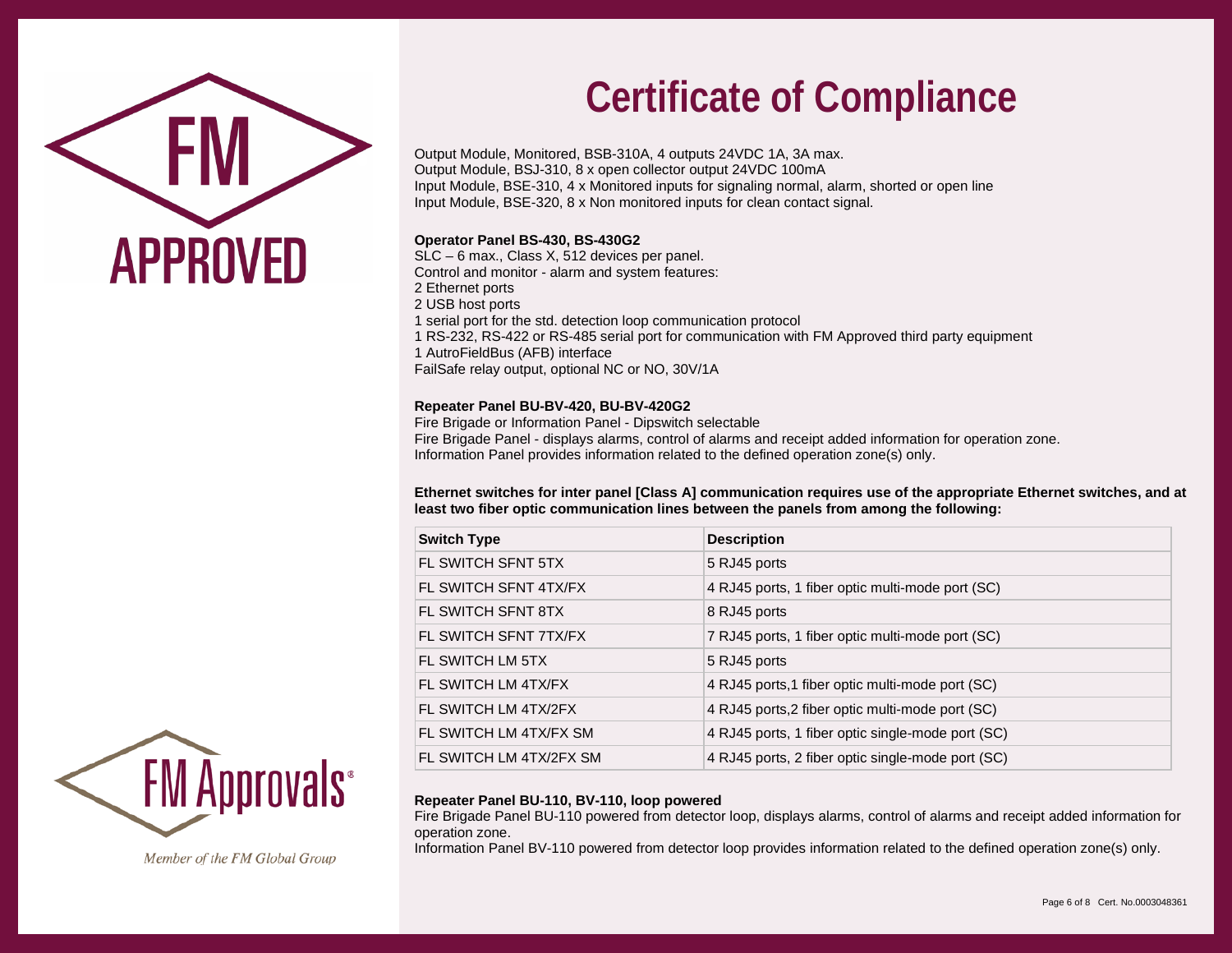# Certificate of Compliance

Output Module, Monitored, BSB-310A, 4 outputs 24VDC 1A, 3A max.
Output Module, BSJ-310, 8 x open collector output 24VDC 100mA
Input Module, BSE-310, 4 x Monitored inputs for signaling normal, alarm, shorted or open line
Input Module, BSE-320, 8 x Non monitored inputs for clean contact signal.

**Operator Panel BS-430, BS-430G2**
SLC – 6 max., Class X, 512 devices per panel.
Control and monitor - alarm and system features:
2 Ethernet ports
2 USB host ports
1 serial port for the std. detection loop communication protocol
1 RS-232, RS-422 or RS-485 serial port for communication with FM Approved third party equipment
1 AutroFieldBus (AFB) interface
FailSafe relay output, optional NC or NO, 30V/1A

**Repeater Panel BU-BV-420, BU-BV-420G2**
Fire Brigade or Information Panel - Dipswitch selectable
Fire Brigade Panel - displays alarms, control of alarms and receipt added information for operation zone.
Information Panel provides information related to the defined operation zone(s) only.

**Ethernet switches for inter panel [Class A] communication requires use of the appropriate Ethernet switches, and at least two fiber optic communication lines between the panels from among the following:**

| Switch Type | Description |
|---|---|
| FL SWITCH SFNT 5TX | 5 RJ45 ports |
| FL SWITCH SFNT 4TX/FX | 4 RJ45 ports, 1 fiber optic multi-mode port (SC) |
| FL SWITCH SFNT 8TX | 8 RJ45 ports |
| FL SWITCH SFNT 7TX/FX | 7 RJ45 ports, 1 fiber optic multi-mode port (SC) |
| FL SWITCH LM 5TX | 5 RJ45 ports |
| FL SWITCH LM 4TX/FX | 4 RJ45 ports,1 fiber optic multi-mode port (SC) |
| FL SWITCH LM 4TX/2FX | 4 RJ45 ports,2 fiber optic multi-mode port (SC) |
| FL SWITCH LM 4TX/FX SM | 4 RJ45 ports, 1 fiber optic single-mode port (SC) |
| FL SWITCH LM 4TX/2FX SM | 4 RJ45 ports, 2 fiber optic single-mode port (SC) |

**Repeater Panel BU-110, BV-110, loop powered**
Fire Brigade Panel BU-110 powered from detector loop, displays alarms, control of alarms and receipt added information for operation zone.
Information Panel BV-110 powered from detector loop provides information related to the defined operation zone(s) only.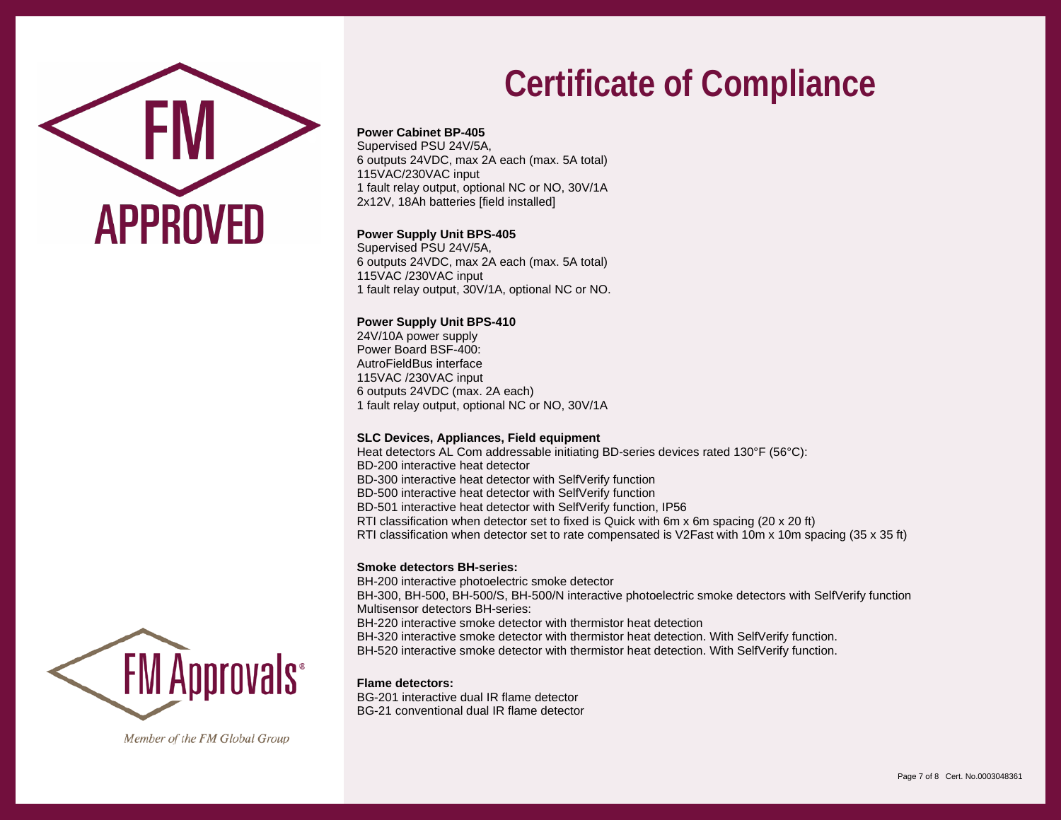# Certificate of Compliance

**Power Cabinet BP-405**
Supervised PSU 24V/5A,
6 outputs 24VDC, max 2A each (max. 5A total)
115VAC/230VAC input
1 fault relay output, optional NC or NO, 30V/1A
2x12V, 18Ah batteries [field installed]

**Power Supply Unit BPS-405**
Supervised PSU 24V/5A,
6 outputs 24VDC, max 2A each (max. 5A total)
115VAC /230VAC input
1 fault relay output, 30V/1A, optional NC or NO.

**Power Supply Unit BPS-410**
24V/10A power supply
Power Board BSF-400:
AutroFieldBus interface
115VAC /230VAC input
6 outputs 24VDC (max. 2A each)
1 fault relay output, optional NC or NO, 30V/1A

**SLC Devices, Appliances, Field equipment**
Heat detectors AL Com addressable initiating BD-series devices rated 130°F (56°C):
BD-200 interactive heat detector
BD-300 interactive heat detector with SelfVerify function
BD-500 interactive heat detector with SelfVerify function
BD-501 interactive heat detector with SelfVerify function, IP56
RTI classification when detector set to fixed is Quick with 6m x 6m spacing (20 x 20 ft)
RTI classification when detector set to rate compensated is V2Fast with 10m x 10m spacing (35 x 35 ft)

**Smoke detectors BH-series:**
BH-200 interactive photoelectric smoke detector
BH-300, BH-500, BH-500/S, BH-500/N interactive photoelectric smoke detectors with SelfVerify function
Multisensor detectors BH-series:
BH-220 interactive smoke detector with thermistor heat detection
BH-320 interactive smoke detector with thermistor heat detection. With SelfVerify function.
BH-520 interactive smoke detector with thermistor heat detection. With SelfVerify function.

**Flame detectors:**
BG-201 interactive dual IR flame detector
BG-21 conventional dual IR flame detector

Cert. No.0003048361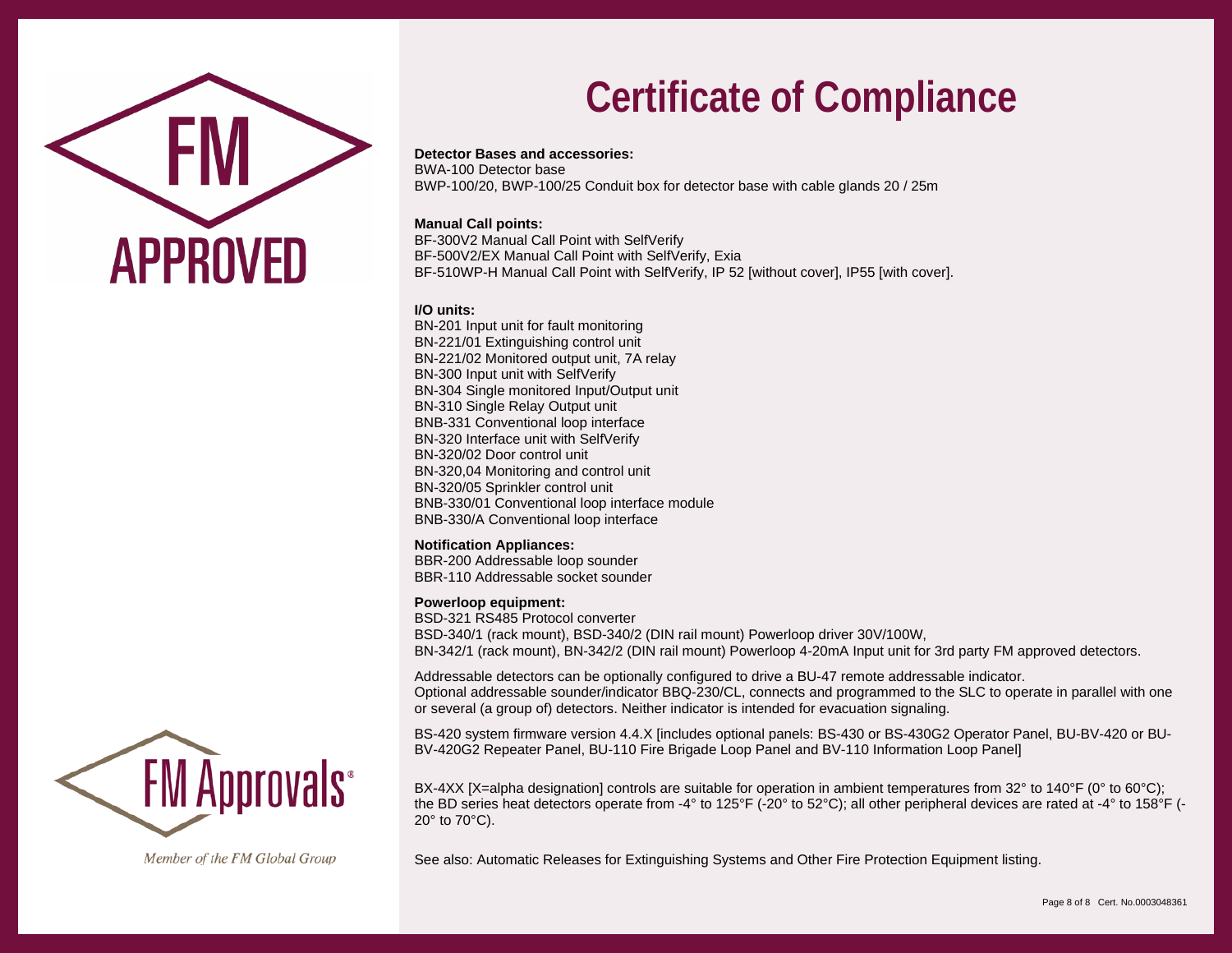FM APPROVED

# Certificate of Compliance

**Detector Bases and accessories:**
BWA-100 Detector base
BWP-100/20, BWP-100/25 Conduit box for detector base with cable glands 20 / 25m

**Manual Call points:**
BF-300V2 Manual Call Point with SelfVerify
BF-500V2/EX Manual Call Point with SelfVerify, Exia
BF-510WP-H Manual Call Point with SelfVerify, IP 52 [without cover], IP55 [with cover].

**I/O units:**
BN-201 Input unit for fault monitoring
BN-221/01 Extinguishing control unit
BN-221/02 Monitored output unit, 7A relay
BN-300 Input unit with SelfVerify
BN-304 Single monitored Input/Output unit
BN-310 Single Relay Output unit
BNB-331 Conventional loop interface
BN-320 Interface unit with SelfVerify
BN-320/02 Door control unit
BN-320,04 Monitoring and control unit
BN-320/05 Sprinkler control unit
BNB-330/01 Conventional loop interface module
BNB-330/A Conventional loop interface

**Notification Appliances:**
BBR-200 Addressable loop sounder
BBR-110 Addressable socket sounder

**Powerloop equipment:**
BSD-321 RS485 Protocol converter
BSD-340/1 (rack mount), BSD-340/2 (DIN rail mount) Powerloop driver 30V/100W,
BN-342/1 (rack mount), BN-342/2 (DIN rail mount) Powerloop 4-20mA Input unit for 3rd party FM approved detectors.

Addressable detectors can be optionally configured to drive a BU-47 remote addressable indicator.
Optional addressable sounder/indicator BBQ-230/CL, connects and programmed to the SLC to operate in parallel with one or several (a group of) detectors. Neither indicator is intended for evacuation signaling.

BS-420 system firmware version 4.4.X [includes optional panels: BS-430 or BS-430G2 Operator Panel, BU-BV-420 or BU-BV-420G2 Repeater Panel, BU-110 Fire Brigade Loop Panel and BV-110 Information Loop Panel]

BX-4XX [X=alpha designation] controls are suitable for operation in ambient temperatures from 32° to 140°F (0° to 60°C); the BD series heat detectors operate from -4° to 125°F (-20° to 52°C); all other peripheral devices are rated at -4° to 158°F (-20° to 70°C).

See also: Automatic Releases for Extinguishing Systems and Other Fire Protection Equipment listing.

FM Approvals®

*Member of the FM Global Group*

Cert. No.0003048361